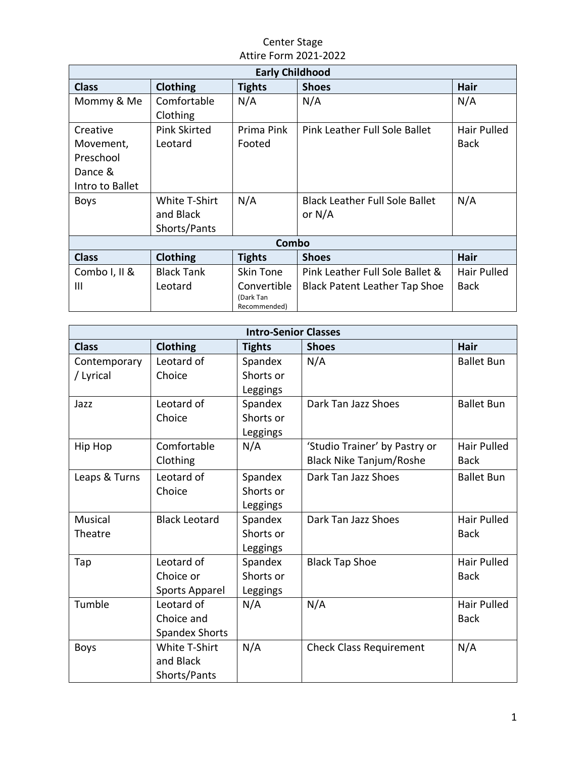# Center Stage
## Attire Form 2021-2022

| Early Childhood | | | | |
|---|---|---|---|---|
| **Class** | **Clothing** | **Tights** | **Shoes** | **Hair** |
| Mommy & Me | Comfortable Clothing | N/A | N/A | N/A |
| Creative Movement, Preschool Dance & Intro to Ballet | Pink Skirted Leotard | Prima Pink Footed | Pink Leather Full Sole Ballet | Hair Pulled Back |
| Boys | White T-Shirt and Black Shorts/Pants | N/A | Black Leather Full Sole Ballet or N/A | N/A |
| **Combo** | | | | |
| **Class** | **Clothing** | **Tights** | **Shoes** | **Hair** |
| Combo I, II & III | Black Tank Leotard | Skin Tone Convertible (Dark Tan Recommended) | Pink Leather Full Sole Ballet & Black Patent Leather Tap Shoe | Hair Pulled Back |

| Intro-Senior Classes | | | | |
|---|---|---|---|---|
| **Class** | **Clothing** | **Tights** | **Shoes** | **Hair** |
| Contemporary / Lyrical | Leotard of Choice | Spandex Shorts or Leggings | N/A | Ballet Bun |
| Jazz | Leotard of Choice | Spandex Shorts or Leggings | Dark Tan Jazz Shoes | Ballet Bun |
| Hip Hop | Comfortable Clothing | N/A | 'Studio Trainer' by Pastry or Black Nike Tanjum/Roshe | Hair Pulled Back |
| Leaps & Turns | Leotard of Choice | Spandex Shorts or Leggings | Dark Tan Jazz Shoes | Ballet Bun |
| Musical Theatre | Black Leotard | Spandex Shorts or Leggings | Dark Tan Jazz Shoes | Hair Pulled Back |
| Tap | Leotard of Choice or Sports Apparel | Spandex Shorts or Leggings | Black Tap Shoe | Hair Pulled Back |
| Tumble | Leotard of Choice and Spandex Shorts | N/A | N/A | Hair Pulled Back |
| Boys | White T-Shirt and Black Shorts/Pants | N/A | Check Class Requirement | N/A |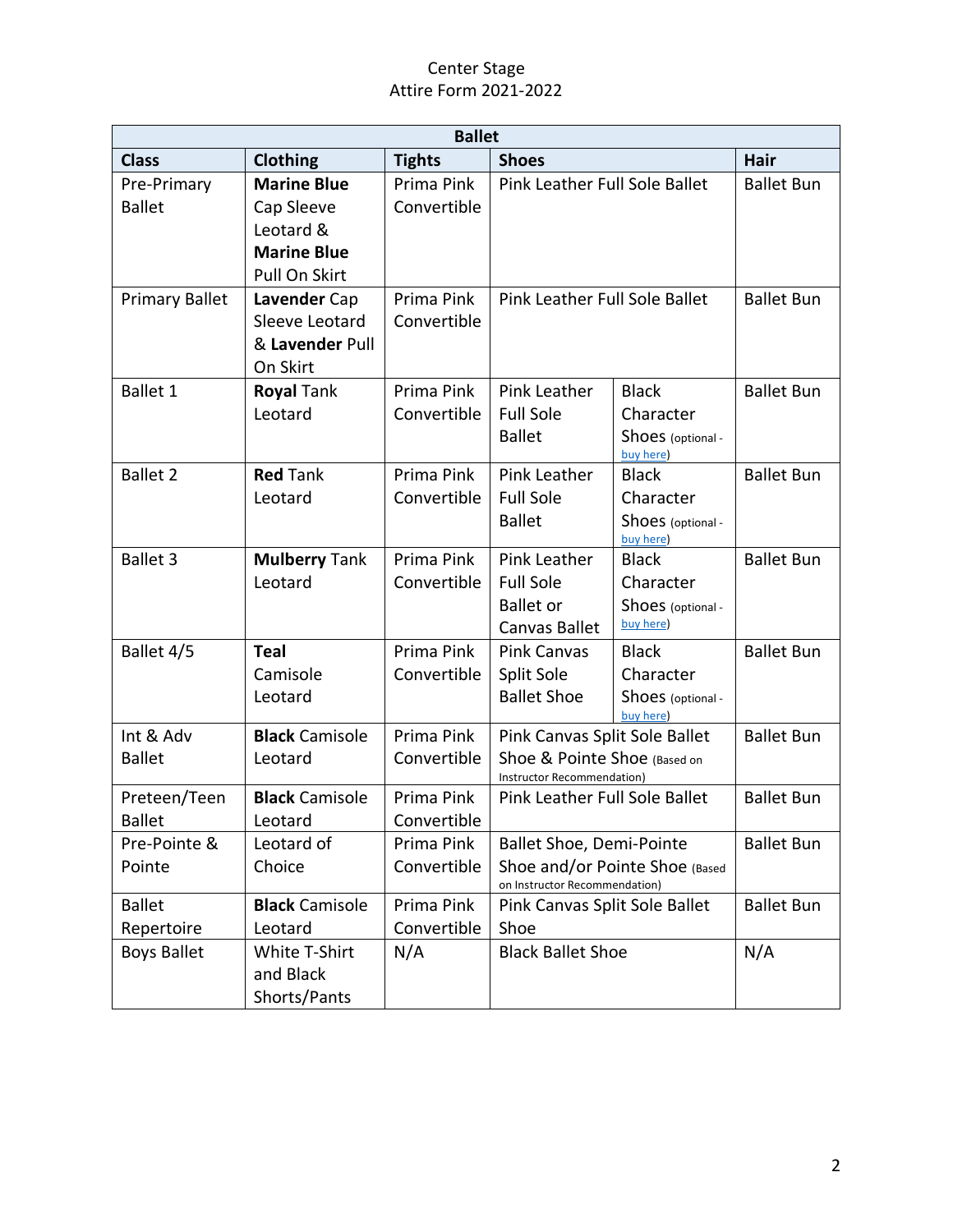Center Stage
Attire Form 2021-2022

| Ballet | | | | | |
|---|---|---|---|---|---|
| **Class** | **Clothing** | **Tights** | **Shoes** | | **Hair** |
| Pre-Primary Ballet | **Marine Blue** Cap Sleeve Leotard & **Marine Blue** Pull On Skirt | Prima Pink Convertible | Pink Leather Full Sole Ballet | | Ballet Bun |
| Primary Ballet | **Lavender** Cap Sleeve Leotard & **Lavender** Pull On Skirt | Prima Pink Convertible | Pink Leather Full Sole Ballet | | Ballet Bun |
| Ballet 1 | **Royal** Tank Leotard | Prima Pink Convertible | Pink Leather Full Sole Ballet | Black Character Shoes (optional - buy here) | Ballet Bun |
| Ballet 2 | **Red** Tank Leotard | Prima Pink Convertible | Pink Leather Full Sole Ballet | Black Character Shoes (optional - buy here) | Ballet Bun |
| Ballet 3 | **Mulberry** Tank Leotard | Prima Pink Convertible | Pink Leather Full Sole Ballet or Canvas Ballet | Black Character Shoes (optional - buy here) | Ballet Bun |
| Ballet 4/5 | **Teal** Camisole Leotard | Prima Pink Convertible | Pink Canvas Split Sole Ballet Shoe | Black Character Shoes (optional - buy here) | Ballet Bun |
| Int & Adv Ballet | **Black** Camisole Leotard | Prima Pink Convertible | Pink Canvas Split Sole Ballet Shoe & Pointe Shoe (Based on Instructor Recommendation) | | Ballet Bun |
| Preteen/Teen Ballet | **Black** Camisole Leotard | Prima Pink Convertible | Pink Leather Full Sole Ballet | | Ballet Bun |
| Pre-Pointe & Pointe | Leotard of Choice | Prima Pink Convertible | Ballet Shoe, Demi-Pointe Shoe and/or Pointe Shoe (Based on Instructor Recommendation) | | Ballet Bun |
| Ballet Repertoire | **Black** Camisole Leotard | Prima Pink Convertible | Pink Canvas Split Sole Ballet Shoe | | Ballet Bun |
| Boys Ballet | White T-Shirt and Black Shorts/Pants | N/A | Black Ballet Shoe | | N/A |